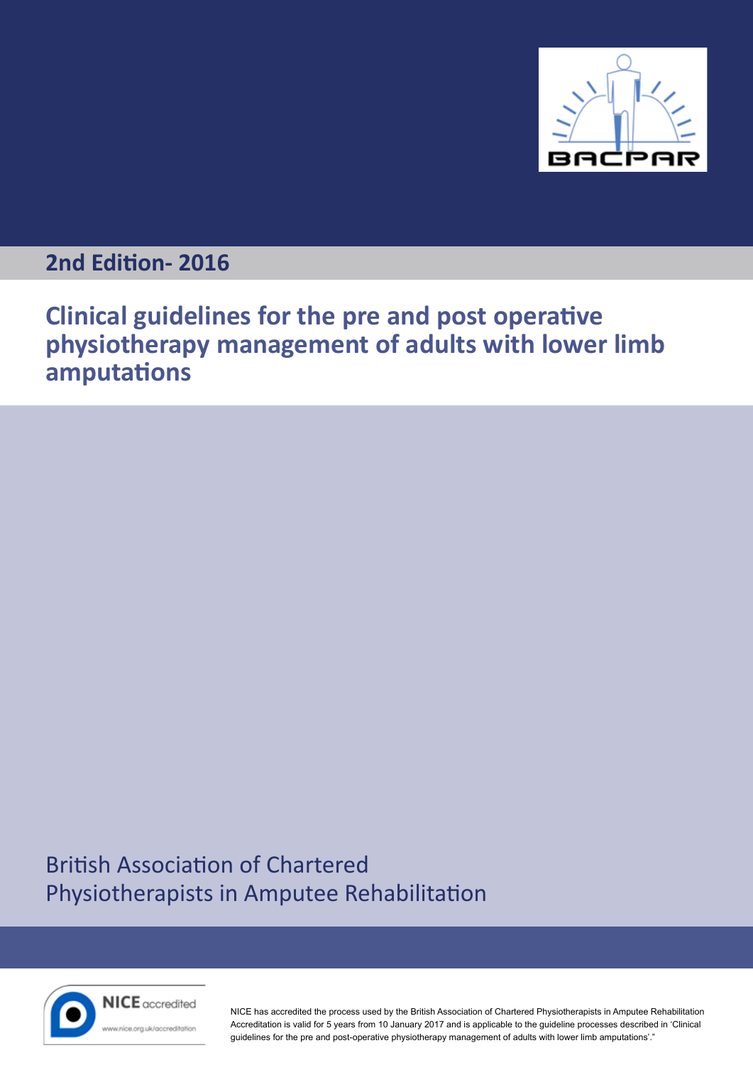BACPAR

2nd Edition- 2016

# Clinical guidelines for the pre and post operative physiotherapy management of adults with lower limb amputations

British Association of Chartered Physiotherapists in Amputee Rehabilitation

NICE accredited

www.nice.org.uk/accreditation

NICE has accredited the process used by the British Association of Chartered Physiotherapists in Amputee Rehabilitation Accreditation is valid for 5 years from 10 January 2017 and is applicable to the guideline processes described in 'Clinical guidelines for the pre and post-operative physiotherapy management of adults with lower limb amputations'."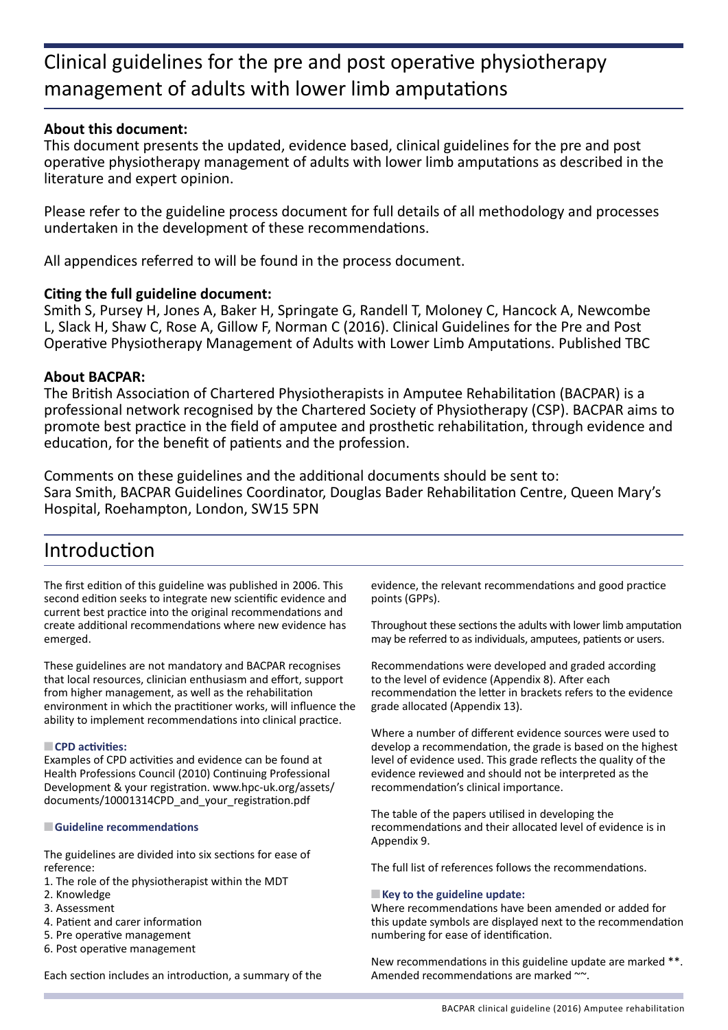# Clinical guidelines for the pre and post operative physiotherapy management of adults with lower limb amputations

**About this document:**
This document presents the updated, evidence based, clinical guidelines for the pre and post operative physiotherapy management of adults with lower limb amputations as described in the literature and expert opinion.

Please refer to the guideline process document for full details of all methodology and processes undertaken in the development of these recommendations.

All appendices referred to will be found in the process document.

**Citing the full guideline document:**
Smith S, Pursey H, Jones A, Baker H, Springate G, Randell T, Moloney C, Hancock A, Newcombe L, Slack H, Shaw C, Rose A, Gillow F, Norman C (2016). Clinical Guidelines for the Pre and Post Operative Physiotherapy Management of Adults with Lower Limb Amputations. Published TBC

**About BACPAR:**
The British Association of Chartered Physiotherapists in Amputee Rehabilitation (BACPAR) is a professional network recognised by the Chartered Society of Physiotherapy (CSP). BACPAR aims to promote best practice in the field of amputee and prosthetic rehabilitation, through evidence and education, for the benefit of patients and the profession.

Comments on these guidelines and the additional documents should be sent to:
Sara Smith, BACPAR Guidelines Coordinator, Douglas Bader Rehabilitation Centre, Queen Mary's Hospital, Roehampton, London, SW15 5PN

## Introduction

The first edition of this guideline was published in 2006. This second edition seeks to integrate new scientific evidence and current best practice into the original recommendations and create additional recommendations where new evidence has emerged.

These guidelines are not mandatory and BACPAR recognises that local resources, clinician enthusiasm and effort, support from higher management, as well as the rehabilitation environment in which the practitioner works, will influence the ability to implement recommendations into clinical practice.

### CPD activities:

Examples of CPD activities and evidence can be found at Health Professions Council (2010) Continuing Professional Development & your registration. www.hpc-uk.org/assets/documents/10001314CPD_and_your_registration.pdf

### Guideline recommendations

The guidelines are divided into six sections for ease of reference:

1. The role of the physiotherapist within the MDT
2. Knowledge
3. Assessment
4. Patient and carer information
5. Pre operative management
6. Post operative management

Each section includes an introduction, a summary of the evidence, the relevant recommendations and good practice points (GPPs).

Throughout these sections the adults with lower limb amputation may be referred to as individuals, amputees, patients or users.

Recommendations were developed and graded according to the level of evidence (Appendix 8). After each recommendation the letter in brackets refers to the evidence grade allocated (Appendix 13).

Where a number of different evidence sources were used to develop a recommendation, the grade is based on the highest level of evidence used. This grade reflects the quality of the evidence reviewed and should not be interpreted as the recommendation's clinical importance.

The table of the papers utilised in developing the recommendations and their allocated level of evidence is in Appendix 9.

The full list of references follows the recommendations.

### Key to the guideline update:

Where recommendations have been amended or added for this update symbols are displayed next to the recommendation numbering for ease of identification.

New recommendations in this guideline update are marked **. Amended recommendations are marked ~~.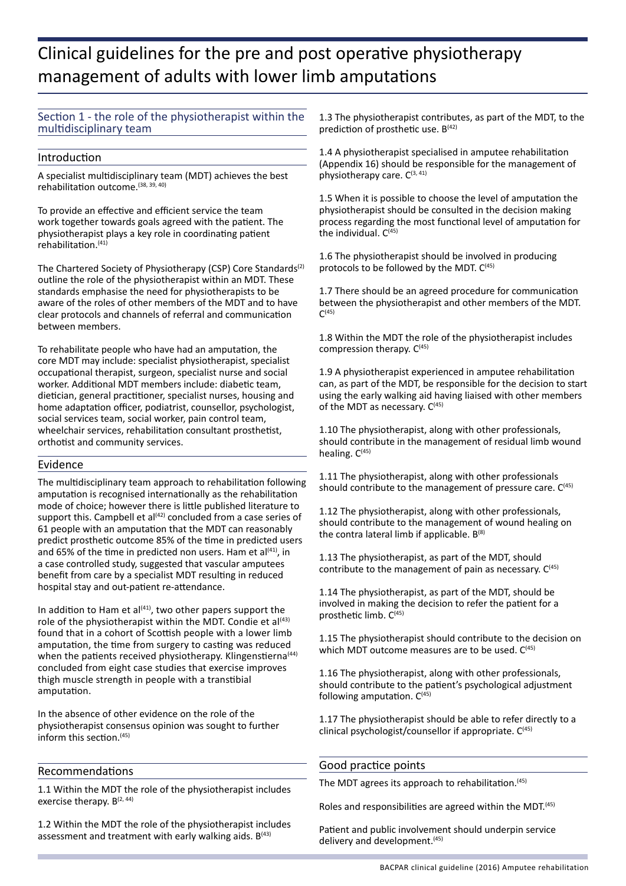# Clinical guidelines for the pre and post operative physiotherapy management of adults with lower limb amputations

## Section 1 - the role of the physiotherapist within the multidisciplinary team

### Introduction

A specialist multidisciplinary team (MDT) achieves the best rehabilitation outcome.[38, 39, 40]

To provide an effective and efficient service the team work together towards goals agreed with the patient. The physiotherapist plays a key role in coordinating patient rehabilitation.[41]

The Chartered Society of Physiotherapy (CSP) Core Standards[2] outline the role of the physiotherapist within an MDT. These standards emphasise the need for physiotherapists to be aware of the roles of other members of the MDT and to have clear protocols and channels of referral and communication between members.

To rehabilitate people who have had an amputation, the core MDT may include: specialist physiotherapist, specialist occupational therapist, surgeon, specialist nurse and social worker. Additional MDT members include: diabetic team, dietician, general practitioner, specialist nurses, housing and home adaptation officer, podiatrist, counsellor, psychologist, social services team, social worker, pain control team, wheelchair services, rehabilitation consultant prosthetist, orthotist and community services.

### Evidence

The multidisciplinary team approach to rehabilitation following amputation is recognised internationally as the rehabilitation mode of choice; however there is little published literature to support this. Campbell et al[42] concluded from a case series of 61 people with an amputation that the MDT can reasonably predict prosthetic outcome 85% of the time in predicted users and 65% of the time in predicted non users. Ham et al[41], in a case controlled study, suggested that vascular amputees benefit from care by a specialist MDT resulting in reduced hospital stay and out-patient re-attendance.

In addition to Ham et al[41], two other papers support the role of the physiotherapist within the MDT. Condie et al[43] found that in a cohort of Scottish people with a lower limb amputation, the time from surgery to casting was reduced when the patients received physiotherapy. Klingenstierna[44] concluded from eight case studies that exercise improves thigh muscle strength in people with a transtibial amputation.

In the absence of other evidence on the role of the physiotherapist consensus opinion was sought to further inform this section.[45]

### Recommendations

1.1 Within the MDT the role of the physiotherapist includes exercise therapy. B[2, 44]

1.2 Within the MDT the role of the physiotherapist includes assessment and treatment with early walking aids. B[43]

1.3 The physiotherapist contributes, as part of the MDT, to the prediction of prosthetic use. B[42]

1.4 A physiotherapist specialised in amputee rehabilitation (Appendix 16) should be responsible for the management of physiotherapy care. C[3, 41]

1.5 When it is possible to choose the level of amputation the physiotherapist should be consulted in the decision making process regarding the most functional level of amputation for the individual. C[45]

1.6 The physiotherapist should be involved in producing protocols to be followed by the MDT. C[45]

1.7 There should be an agreed procedure for communication between the physiotherapist and other members of the MDT. C[45]

1.8 Within the MDT the role of the physiotherapist includes compression therapy. C[45]

1.9 A physiotherapist experienced in amputee rehabilitation can, as part of the MDT, be responsible for the decision to start using the early walking aid having liaised with other members of the MDT as necessary. C[45]

1.10 The physiotherapist, along with other professionals, should contribute in the management of residual limb wound healing. C[45]

1.11 The physiotherapist, along with other professionals should contribute to the management of pressure care. C[45]

1.12 The physiotherapist, along with other professionals, should contribute to the management of wound healing on the contra lateral limb if applicable. B[8]

1.13 The physiotherapist, as part of the MDT, should contribute to the management of pain as necessary. C[45]

1.14 The physiotherapist, as part of the MDT, should be involved in making the decision to refer the patient for a prosthetic limb. C[45]

1.15 The physiotherapist should contribute to the decision on which MDT outcome measures are to be used. C[45]

1.16 The physiotherapist, along with other professionals, should contribute to the patient's psychological adjustment following amputation. C[45]

1.17 The physiotherapist should be able to refer directly to a clinical psychologist/counsellor if appropriate. C[45]

### Good practice points

The MDT agrees its approach to rehabilitation.[45]

Roles and responsibilities are agreed within the MDT.[45]

Patient and public involvement should underpin service delivery and development.[45]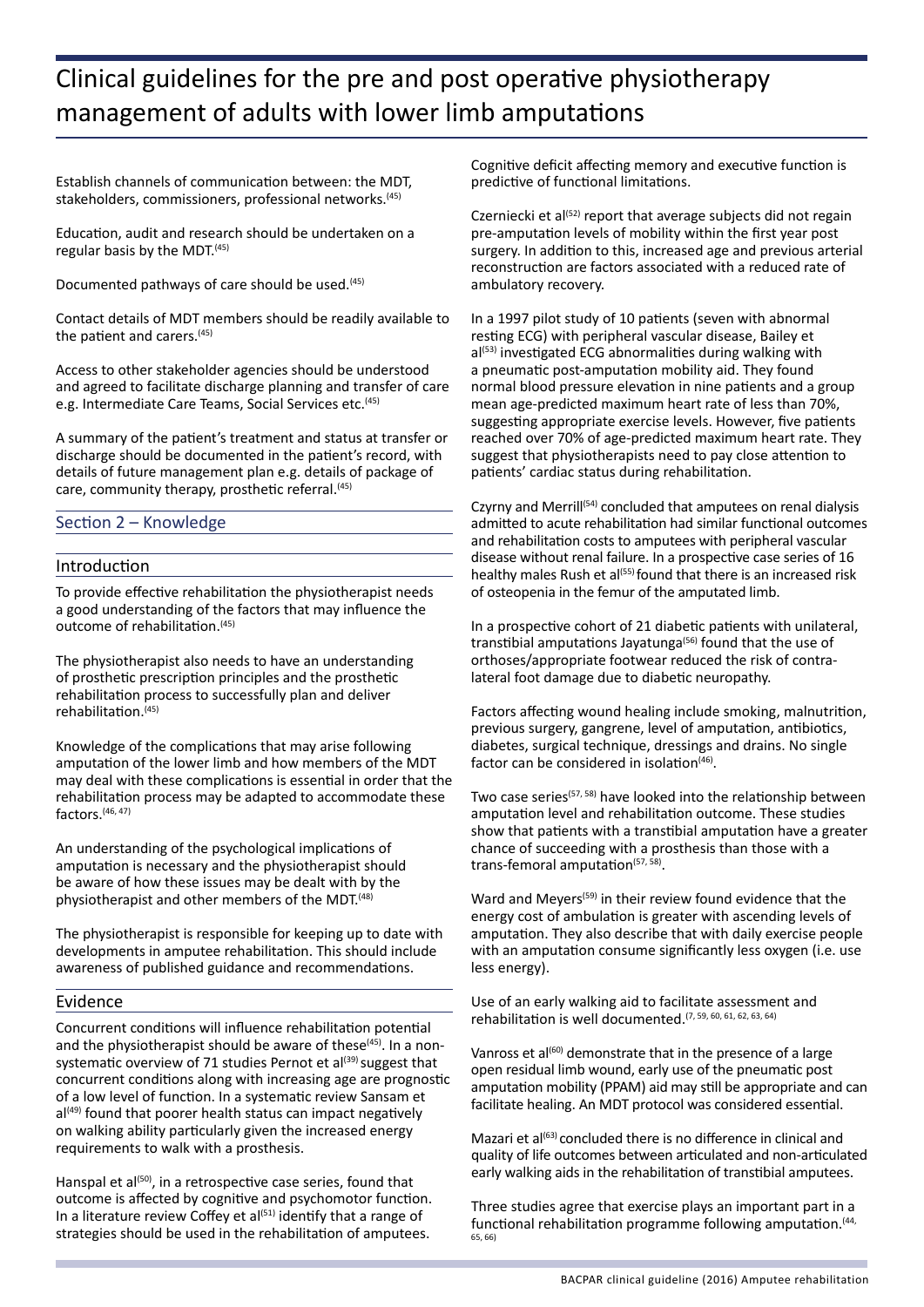Establish channels of communication between: the MDT, stakeholders, commissioners, professional networks.[45]

Education, audit and research should be undertaken on a regular basis by the MDT.[45]

Documented pathways of care should be used.[45]

Contact details of MDT members should be readily available to the patient and carers.[45]

Access to other stakeholder agencies should be understood and agreed to facilitate discharge planning and transfer of care e.g. Intermediate Care Teams, Social Services etc.[45]

A summary of the patient's treatment and status at transfer or discharge should be documented in the patient's record, with details of future management plan e.g. details of package of care, community therapy, prosthetic referral.[45]

## Section 2 – Knowledge

### Introduction

To provide effective rehabilitation the physiotherapist needs a good understanding of the factors that may influence the outcome of rehabilitation.[45]

The physiotherapist also needs to have an understanding of prosthetic prescription principles and the prosthetic rehabilitation process to successfully plan and deliver rehabilitation.[45]

Knowledge of the complications that may arise following amputation of the lower limb and how members of the MDT may deal with these complications is essential in order that the rehabilitation process may be adapted to accommodate these factors.[46, 47]

An understanding of the psychological implications of amputation is necessary and the physiotherapist should be aware of how these issues may be dealt with by the physiotherapist and other members of the MDT.[48]

The physiotherapist is responsible for keeping up to date with developments in amputee rehabilitation. This should include awareness of published guidance and recommendations.

### Evidence

Concurrent conditions will influence rehabilitation potential and the physiotherapist should be aware of these[45]. In a non-systematic overview of 71 studies Pernot et al[39] suggest that concurrent conditions along with increasing age are prognostic of a low level of function. In a systematic review Sansam et al[49] found that poorer health status can impact negatively on walking ability particularly given the increased energy requirements to walk with a prosthesis.

Hanspal et al[50], in a retrospective case series, found that outcome is affected by cognitive and psychomotor function. In a literature review Coffey et al[51] identify that a range of strategies should be used in the rehabilitation of amputees. Cognitive deficit affecting memory and executive function is predictive of functional limitations.

Czerniecki et al[52] report that average subjects did not regain pre-amputation levels of mobility within the first year post surgery. In addition to this, increased age and previous arterial reconstruction are factors associated with a reduced rate of ambulatory recovery.

In a 1997 pilot study of 10 patients (seven with abnormal resting ECG) with peripheral vascular disease, Bailey et al[53] investigated ECG abnormalities during walking with a pneumatic post-amputation mobility aid. They found normal blood pressure elevation in nine patients and a group mean age-predicted maximum heart rate of less than 70%, suggesting appropriate exercise levels. However, five patients reached over 70% of age-predicted maximum heart rate. They suggest that physiotherapists need to pay close attention to patients' cardiac status during rehabilitation.

Czyrny and Merrill[54] concluded that amputees on renal dialysis admitted to acute rehabilitation had similar functional outcomes and rehabilitation costs to amputees with peripheral vascular disease without renal failure. In a prospective case series of 16 healthy males Rush et al[55] found that there is an increased risk of osteopenia in the femur of the amputated limb.

In a prospective cohort of 21 diabetic patients with unilateral, transtibial amputations Jayatunga[56] found that the use of orthoses/appropriate footwear reduced the risk of contra-lateral foot damage due to diabetic neuropathy.

Factors affecting wound healing include smoking, malnutrition, previous surgery, gangrene, level of amputation, antibiotics, diabetes, surgical technique, dressings and drains. No single factor can be considered in isolation[46].

Two case series[57, 58] have looked into the relationship between amputation level and rehabilitation outcome. These studies show that patients with a transtibial amputation have a greater chance of succeeding with a prosthesis than those with a trans-femoral amputation[57, 58].

Ward and Meyers[59] in their review found evidence that the energy cost of ambulation is greater with ascending levels of amputation. They also describe that with daily exercise people with an amputation consume significantly less oxygen (i.e. use less energy).

Use of an early walking aid to facilitate assessment and rehabilitation is well documented.[7, 59, 60, 61, 62, 63, 64]

Vanross et al[60] demonstrate that in the presence of a large open residual limb wound, early use of the pneumatic post amputation mobility (PPAM) aid may still be appropriate and can facilitate healing. An MDT protocol was considered essential.

Mazari et al[63] concluded there is no difference in clinical and quality of life outcomes between articulated and non-articulated early walking aids in the rehabilitation of transtibial amputees.

Three studies agree that exercise plays an important part in a functional rehabilitation programme following amputation.[44, 65, 66]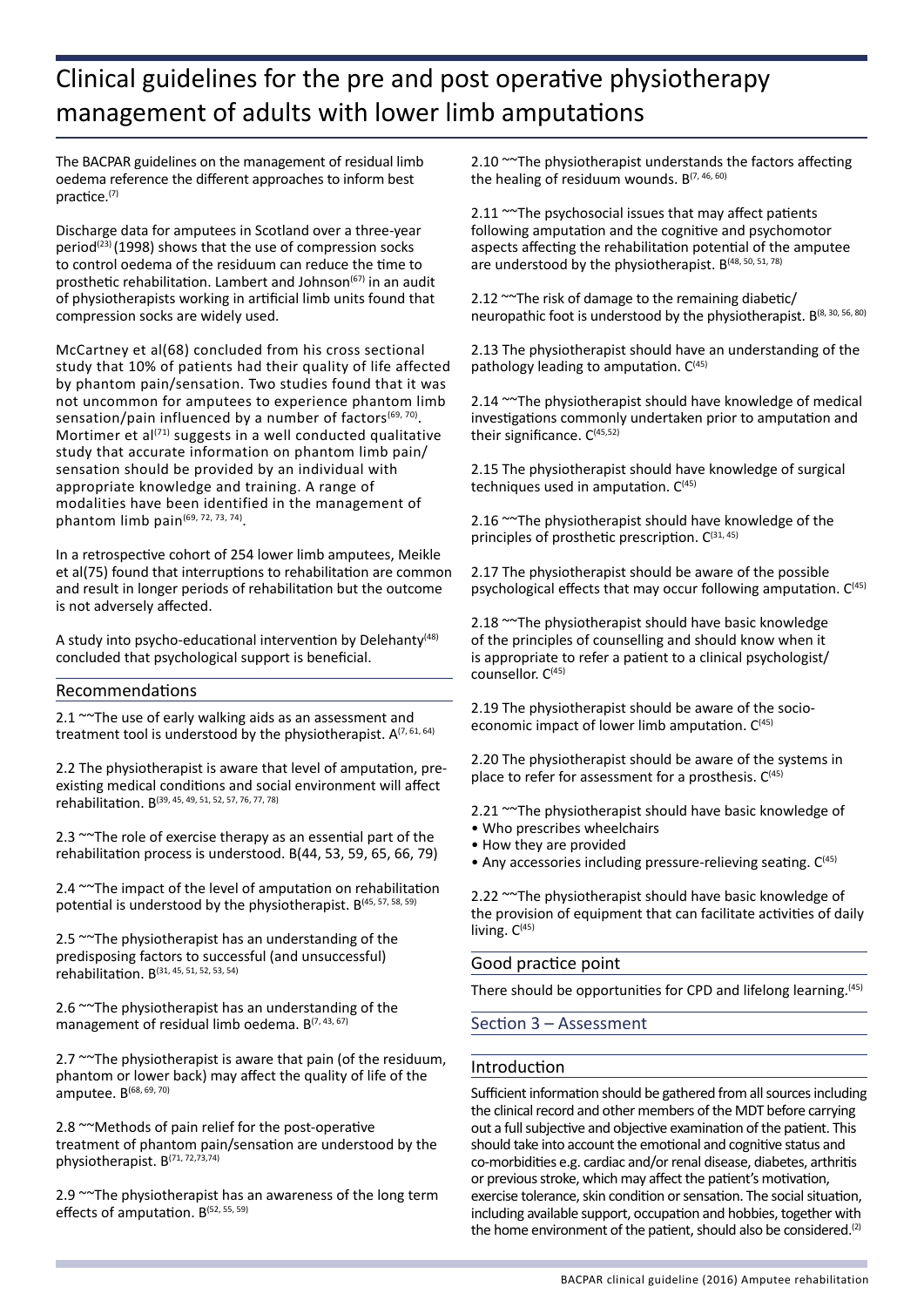# Clinical guidelines for the pre and post operative physiotherapy management of adults with lower limb amputations

The BACPAR guidelines on the management of residual limb oedema reference the different approaches to inform best practice.[7]

Discharge data for amputees in Scotland over a three-year period[23] (1998) shows that the use of compression socks to control oedema of the residuum can reduce the time to prosthetic rehabilitation. Lambert and Johnson[67] in an audit of physiotherapists working in artificial limb units found that compression socks are widely used.

McCartney et al(68) concluded from his cross sectional study that 10% of patients had their quality of life affected by phantom pain/sensation. Two studies found that it was not uncommon for amputees to experience phantom limb sensation/pain influenced by a number of factors[69, 70]. Mortimer et al[71] suggests in a well conducted qualitative study that accurate information on phantom limb pain/sensation should be provided by an individual with appropriate knowledge and training. A range of modalities have been identified in the management of phantom limb pain[69, 72, 73, 74].

In a retrospective cohort of 254 lower limb amputees, Meikle et al(75) found that interruptions to rehabilitation are common and result in longer periods of rehabilitation but the outcome is not adversely affected.

A study into psycho-educational intervention by Delehanty[48] concluded that psychological support is beneficial.

## Recommendations

2.1 ~~The use of early walking aids as an assessment and treatment tool is understood by the physiotherapist. A[7, 61, 64]

2.2 The physiotherapist is aware that level of amputation, pre-existing medical conditions and social environment will affect rehabilitation. B[39, 45, 49, 51, 52, 57, 76, 77, 78]

2.3 ~~The role of exercise therapy as an essential part of the rehabilitation process is understood. B(44, 53, 59, 65, 66, 79)

2.4 ~~The impact of the level of amputation on rehabilitation potential is understood by the physiotherapist. B[45, 57, 58, 59]

2.5 ~~The physiotherapist has an understanding of the predisposing factors to successful (and unsuccessful) rehabilitation. B[31, 45, 51, 52, 53, 54]

2.6 ~~The physiotherapist has an understanding of the management of residual limb oedema. B[7, 43, 67]

2.7 ~~The physiotherapist is aware that pain (of the residuum, phantom or lower back) may affect the quality of life of the amputee. B[68, 69, 70]

2.8 ~~Methods of pain relief for the post-operative treatment of phantom pain/sensation are understood by the physiotherapist. B[71, 72,73,74]

2.9 ~~The physiotherapist has an awareness of the long term effects of amputation. B[52, 55, 59]

2.10 ~~The physiotherapist understands the factors affecting the healing of residuum wounds. B[7, 46, 60]

2.11 ~~The psychosocial issues that may affect patients following amputation and the cognitive and psychomotor aspects affecting the rehabilitation potential of the amputee are understood by the physiotherapist. B[48, 50, 51, 78]

2.12 ~~The risk of damage to the remaining diabetic/neuropathic foot is understood by the physiotherapist. B[8, 30, 56, 80]

2.13 The physiotherapist should have an understanding of the pathology leading to amputation. C[45]

2.14 ~~The physiotherapist should have knowledge of medical investigations commonly undertaken prior to amputation and their significance. C[45,52]

2.15 The physiotherapist should have knowledge of surgical techniques used in amputation. C[45]

2.16 ~~The physiotherapist should have knowledge of the principles of prosthetic prescription. C[31, 45]

2.17 The physiotherapist should be aware of the possible psychological effects that may occur following amputation. C[45]

2.18 ~~The physiotherapist should have basic knowledge of the principles of counselling and should know when it is appropriate to refer a patient to a clinical psychologist/counsellor. C[45]

2.19 The physiotherapist should be aware of the socio-economic impact of lower limb amputation. C[45]

2.20 The physiotherapist should be aware of the systems in place to refer for assessment for a prosthesis. C[45]

2.21 ~~The physiotherapist should have basic knowledge of

- Who prescribes wheelchairs
- How they are provided
- Any accessories including pressure-relieving seating. C[45]

2.22 ~~The physiotherapist should have basic knowledge of the provision of equipment that can facilitate activities of daily living. C[45]

## Good practice point

There should be opportunities for CPD and lifelong learning.[45]

## Section 3 – Assessment

## Introduction

Sufficient information should be gathered from all sources including the clinical record and other members of the MDT before carrying out a full subjective and objective examination of the patient. This should take into account the emotional and cognitive status and co-morbidities e.g. cardiac and/or renal disease, diabetes, arthritis or previous stroke, which may affect the patient's motivation, exercise tolerance, skin condition or sensation. The social situation, including available support, occupation and hobbies, together with the home environment of the patient, should also be considered.[2]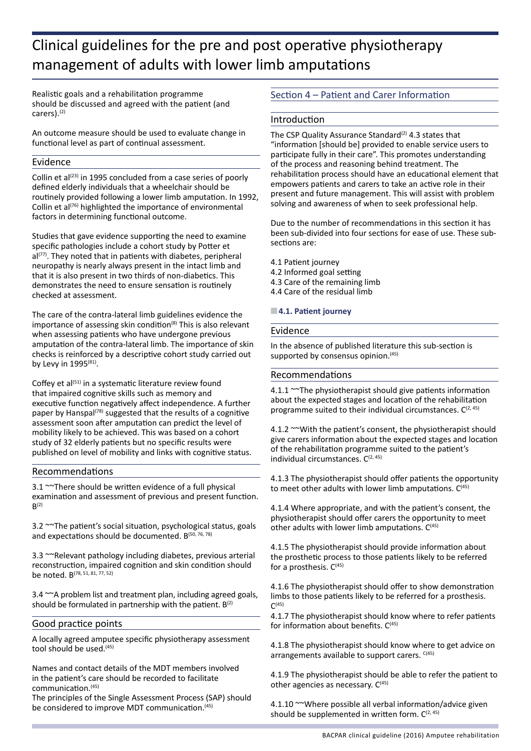Realistic goals and a rehabilitation programme should be discussed and agreed with the patient (and carers).[2]

An outcome measure should be used to evaluate change in functional level as part of continual assessment.

### Evidence

Collin et al[23] in 1995 concluded from a case series of poorly defined elderly individuals that a wheelchair should be routinely provided following a lower limb amputation. In 1992, Collin et al[76] highlighted the importance of environmental factors in determining functional outcome.

Studies that gave evidence supporting the need to examine specific pathologies include a cohort study by Potter et al[77]. They noted that in patients with diabetes, peripheral neuropathy is nearly always present in the intact limb and that it is also present in two thirds of non-diabetics. This demonstrates the need to ensure sensation is routinely checked at assessment.

The care of the contra-lateral limb guidelines evidence the importance of assessing skin condition[8] This is also relevant when assessing patients who have undergone previous amputation of the contra-lateral limb. The importance of skin checks is reinforced by a descriptive cohort study carried out by Levy in 1995[81].

Coffey et al[51] in a systematic literature review found that impaired cognitive skills such as memory and executive function negatively affect independence. A further paper by Hanspal[78] suggested that the results of a cognitive assessment soon after amputation can predict the level of mobility likely to be achieved. This was based on a cohort study of 32 elderly patients but no specific results were published on level of mobility and links with cognitive status.

### Recommendations

3.1 ~~There should be written evidence of a full physical examination and assessment of previous and present function. B[2]

3.2 ~~The patient's social situation, psychological status, goals and expectations should be documented. B[50, 76, 78]

3.3 ~~Relevant pathology including diabetes, previous arterial reconstruction, impaired cognition and skin condition should be noted. B[78, 51, 81, 77, 52]

3.4 ~~A problem list and treatment plan, including agreed goals, should be formulated in partnership with the patient. B[2]

### Good practice points

A locally agreed amputee specific physiotherapy assessment tool should be used.[45]

Names and contact details of the MDT members involved in the patient's care should be recorded to facilitate communication.[45]

The principles of the Single Assessment Process (SAP) should be considered to improve MDT communication.[45]

## Section 4 – Patient and Carer Information

### Introduction

The CSP Quality Assurance Standard[2] 4.3 states that "information [should be] provided to enable service users to participate fully in their care". This promotes understanding of the process and reasoning behind treatment. The rehabilitation process should have an educational element that empowers patients and carers to take an active role in their present and future management. This will assist with problem solving and awareness of when to seek professional help.

Due to the number of recommendations in this section it has been sub-divided into four sections for ease of use. These sub-sections are:

4.1 Patient journey
4.2 Informed goal setting
4.3 Care of the remaining limb
4.4 Care of the residual limb

#### 4.1. Patient journey

### Evidence

In the absence of published literature this sub-section is supported by consensus opinion.[45]

### Recommendations

4.1.1 ~~The physiotherapist should give patients information about the expected stages and location of the rehabilitation programme suited to their individual circumstances. C[2, 45]

4.1.2 ~~With the patient's consent, the physiotherapist should give carers information about the expected stages and location of the rehabilitation programme suited to the patient's individual circumstances. C[2, 45]

4.1.3 The physiotherapist should offer patients the opportunity to meet other adults with lower limb amputations. C[45]

4.1.4 Where appropriate, and with the patient's consent, the physiotherapist should offer carers the opportunity to meet other adults with lower limb amputations. C[45]

4.1.5 The physiotherapist should provide information about the prosthetic process to those patients likely to be referred for a prosthesis. C[45]

4.1.6 The physiotherapist should offer to show demonstration limbs to those patients likely to be referred for a prosthesis. C[45]

4.1.7 The physiotherapist should know where to refer patients for information about benefits. C[45]

4.1.8 The physiotherapist should know where to get advice on arrangements available to support carers. C[45]

4.1.9 The physiotherapist should be able to refer the patient to other agencies as necessary. C[45]

4.1.10 ~~Where possible all verbal information/advice given should be supplemented in written form. C[2, 45]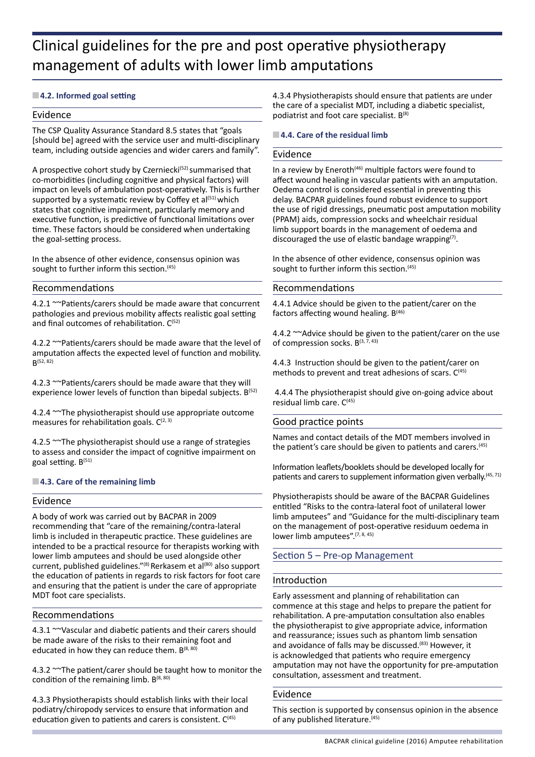### 4.2. Informed goal setting

#### Evidence

The CSP Quality Assurance Standard 8.5 states that "goals [should be] agreed with the service user and multi-disciplinary team, including outside agencies and wider carers and family".

A prospective cohort study by Czerniecki[52] summarised that co-morbidities (including cognitive and physical factors) will impact on levels of ambulation post-operatively. This is further supported by a systematic review by Coffey et al[51] which states that cognitive impairment, particularly memory and executive function, is predictive of functional limitations over time. These factors should be considered when undertaking the goal-setting process.

In the absence of other evidence, consensus opinion was sought to further inform this section.[45]

#### Recommendations

4.2.1 ~~Patients/carers should be made aware that concurrent pathologies and previous mobility affects realistic goal setting and final outcomes of rehabilitation. C[52]

4.2.2 ~~Patients/carers should be made aware that the level of amputation affects the expected level of function and mobility. B[52, 82]

4.2.3 ~~Patients/carers should be made aware that they will experience lower levels of function than bipedal subjects. B[52]

4.2.4 ~~The physiotherapist should use appropriate outcome measures for rehabilitation goals. C[2, 3]

4.2.5 ~~The physiotherapist should use a range of strategies to assess and consider the impact of cognitive impairment on goal setting. B[51]

### 4.3. Care of the remaining limb

#### Evidence

A body of work was carried out by BACPAR in 2009 recommending that "care of the remaining/contra-lateral limb is included in therapeutic practice. These guidelines are intended to be a practical resource for therapists working with lower limb amputees and should be used alongside other current, published guidelines."[8] Rerkasem et al[80] also support the education of patients in regards to risk factors for foot care and ensuring that the patient is under the care of appropriate MDT foot care specialists.

#### Recommendations

4.3.1 ~~Vascular and diabetic patients and their carers should be made aware of the risks to their remaining foot and educated in how they can reduce them. B[8, 80]

4.3.2 ~~The patient/carer should be taught how to monitor the condition of the remaining limb. B[8, 80]

4.3.3 Physiotherapists should establish links with their local podiatry/chiropody services to ensure that information and education given to patients and carers is consistent. C[45]

4.3.4 Physiotherapists should ensure that patients are under the care of a specialist MDT, including a diabetic specialist, podiatrist and foot care specialist. B[8]

### 4.4. Care of the residual limb

#### Evidence

In a review by Eneroth[46] multiple factors were found to affect wound healing in vascular patients with an amputation. Oedema control is considered essential in preventing this delay. BACPAR guidelines found robust evidence to support the use of rigid dressings, pneumatic post amputation mobility (PPAM) aids, compression socks and wheelchair residual limb support boards in the management of oedema and discouraged the use of elastic bandage wrapping[7].

In the absence of other evidence, consensus opinion was sought to further inform this section.[45]

#### Recommendations

4.4.1 Advice should be given to the patient/carer on the factors affecting wound healing. B[46]

4.4.2 ~~Advice should be given to the patient/carer on the use of compression socks. B[3, 7, 43]

4.4.3 Instruction should be given to the patient/carer on methods to prevent and treat adhesions of scars. C[45]

4.4.4 The physiotherapist should give on-going advice about residual limb care. C[45]

#### Good practice points

Names and contact details of the MDT members involved in the patient's care should be given to patients and carers.[45]

Information leaflets/booklets should be developed locally for patients and carers to supplement information given verbally.[45, 71]

Physiotherapists should be aware of the BACPAR Guidelines entitled "Risks to the contra-lateral foot of unilateral lower limb amputees" and "Guidance for the multi-disciplinary team on the management of post-operative residuum oedema in lower limb amputees".[7, 8, 45]

## Section 5 – Pre-op Management

#### Introduction

Early assessment and planning of rehabilitation can commence at this stage and helps to prepare the patient for rehabilitation. A pre-amputation consultation also enables the physiotherapist to give appropriate advice, information and reassurance; issues such as phantom limb sensation and avoidance of falls may be discussed.[83] However, it is acknowledged that patients who require emergency amputation may not have the opportunity for pre-amputation consultation, assessment and treatment.

#### Evidence

This section is supported by consensus opinion in the absence of any published literature.[45]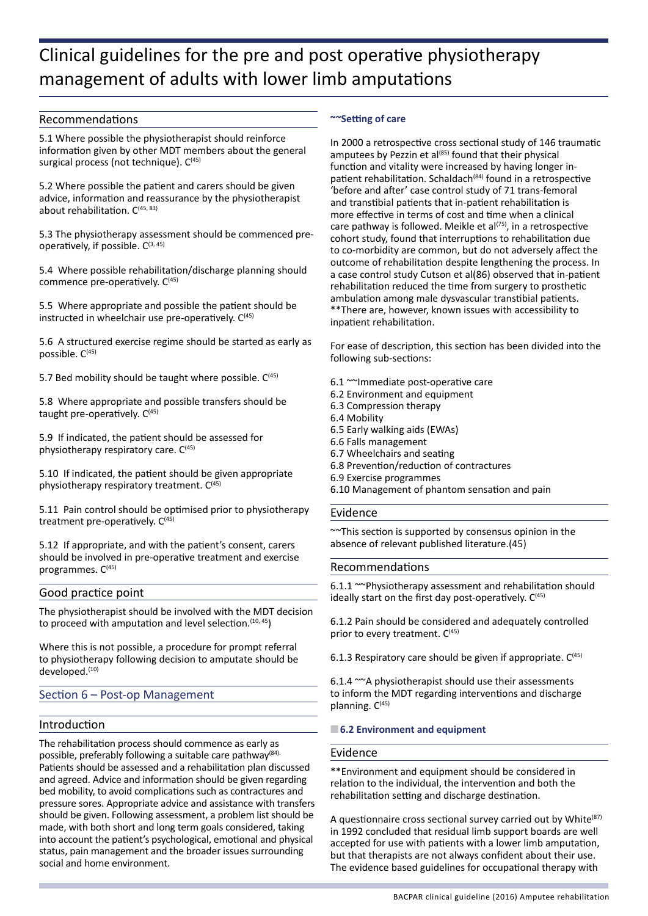### Recommendations

5.1 Where possible the physiotherapist should reinforce information given by other MDT members about the general surgical process (not technique). C[45]

5.2 Where possible the patient and carers should be given advice, information and reassurance by the physiotherapist about rehabilitation. C[45, 83]

5.3 The physiotherapy assessment should be commenced pre-operatively, if possible. C[3, 45]

5.4 Where possible rehabilitation/discharge planning should commence pre-operatively. C[45]

5.5 Where appropriate and possible the patient should be instructed in wheelchair use pre-operatively. C[45]

5.6 A structured exercise regime should be started as early as possible. C[45]

5.7 Bed mobility should be taught where possible. C[45]

5.8 Where appropriate and possible transfers should be taught pre-operatively. C[45]

5.9 If indicated, the patient should be assessed for physiotherapy respiratory care. C[45]

5.10 If indicated, the patient should be given appropriate physiotherapy respiratory treatment. C[45]

5.11 Pain control should be optimised prior to physiotherapy treatment pre-operatively. C[45]

5.12 If appropriate, and with the patient's consent, carers should be involved in pre-operative treatment and exercise programmes. C[45]

### Good practice point

The physiotherapist should be involved with the MDT decision to proceed with amputation and level selection.[10, 45])

Where this is not possible, a procedure for prompt referral to physiotherapy following decision to amputate should be developed.[10]

## Section 6 – Post-op Management

### Introduction

The rehabilitation process should commence as early as possible, preferably following a suitable care pathway[84]. Patients should be assessed and a rehabilitation plan discussed and agreed. Advice and information should be given regarding bed mobility, to avoid complications such as contractures and pressure sores. Appropriate advice and assistance with transfers should be given. Following assessment, a problem list should be made, with both short and long term goals considered, taking into account the patient's psychological, emotional and physical status, pain management and the broader issues surrounding social and home environment.

**~~Setting of care**

In 2000 a retrospective cross sectional study of 146 traumatic amputees by Pezzin et al[85] found that their physical function and vitality were increased by having longer in-patient rehabilitation. Schaldach[84] found in a retrospective 'before and after' case control study of 71 trans-femoral and transtibial patients that in-patient rehabilitation is more effective in terms of cost and time when a clinical care pathway is followed. Meikle et al[75], in a retrospective cohort study, found that interruptions to rehabilitation due to co-morbidity are common, but do not adversely affect the outcome of rehabilitation despite lengthening the process. In a case control study Cutson et al(86) observed that in-patient rehabilitation reduced the time from surgery to prosthetic ambulation among male dysvascular transtibial patients. **There are, however, known issues with accessibility to inpatient rehabilitation.

For ease of description, this section has been divided into the following sub-sections:

6.1 ~~Immediate post-operative care
6.2 Environment and equipment
6.3 Compression therapy
6.4 Mobility
6.5 Early walking aids (EWAs)
6.6 Falls management
6.7 Wheelchairs and seating
6.8 Prevention/reduction of contractures
6.9 Exercise programmes
6.10 Management of phantom sensation and pain

### Evidence

~~This section is supported by consensus opinion in the absence of relevant published literature.(45)

### Recommendations

6.1.1 ~~Physiotherapy assessment and rehabilitation should ideally start on the first day post-operatively. C[45]

6.1.2 Pain should be considered and adequately controlled prior to every treatment. C[45]

6.1.3 Respiratory care should be given if appropriate. C[45]

6.1.4 ~~A physiotherapist should use their assessments to inform the MDT regarding interventions and discharge planning. C[45]

**6.2 Environment and equipment**

### Evidence

**Environment and equipment should be considered in relation to the individual, the intervention and both the rehabilitation setting and discharge destination.

A questionnaire cross sectional survey carried out by White[87] in 1992 concluded that residual limb support boards are well accepted for use with patients with a lower limb amputation, but that therapists are not always confident about their use. The evidence based guidelines for occupational therapy with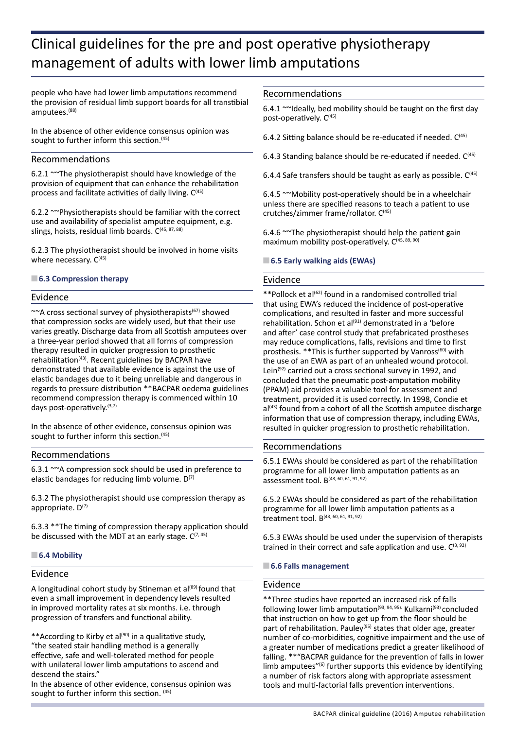people who have had lower limb amputations recommend the provision of residual limb support boards for all transtibial amputees.[88]

In the absence of other evidence consensus opinion was sought to further inform this section.[45]

### Recommendations

6.2.1 ~~The physiotherapist should have knowledge of the provision of equipment that can enhance the rehabilitation process and facilitate activities of daily living. C[45]

6.2.2 ~~Physiotherapists should be familiar with the correct use and availability of specialist amputee equipment, e.g. slings, hoists, residual limb boards. C[45, 87, 88]

6.2.3 The physiotherapist should be involved in home visits where necessary. C[45]

## 6.3 Compression therapy

### Evidence

~~A cross sectional survey of physiotherapists[67] showed that compression socks are widely used, but that their use varies greatly. Discharge data from all Scottish amputees over a three-year period showed that all forms of compression therapy resulted in quicker progression to prosthetic rehabilitation[43]. Recent guidelines by BACPAR have demonstrated that available evidence is against the use of elastic bandages due to it being unreliable and dangerous in regards to pressure distribution **BACPAR oedema guidelines recommend compression therapy is commenced within 10 days post-operatively.[3,7]

In the absence of other evidence, consensus opinion was sought to further inform this section.[45]

### Recommendations

6.3.1 ~~A compression sock should be used in preference to elastic bandages for reducing limb volume. D[7]

6.3.2 The physiotherapist should use compression therapy as appropriate. D[7]

6.3.3 **The timing of compression therapy application should be discussed with the MDT at an early stage. C[7, 45]

## 6.4 Mobility

### Evidence

A longitudinal cohort study by Stineman et al[89] found that even a small improvement in dependency levels resulted in improved mortality rates at six months. i.e. through progression of transfers and functional ability.

**According to Kirby et al[90] in a qualitative study, "the seated stair handling method is a generally effective, safe and well-tolerated method for people with unilateral lower limb amputations to ascend and descend the stairs."
In the absence of other evidence, consensus opinion was sought to further inform this section. [45]

### Recommendations

6.4.1 ~~Ideally, bed mobility should be taught on the first day post-operatively. C[45]

6.4.2 Sitting balance should be re-educated if needed. C[45]

6.4.3 Standing balance should be re-educated if needed. C[45]

6.4.4 Safe transfers should be taught as early as possible. C[45]

6.4.5 ~~Mobility post-operatively should be in a wheelchair unless there are specified reasons to teach a patient to use crutches/zimmer frame/rollator. C[45]

6.4.6 ~~The physiotherapist should help the patient gain maximum mobility post-operatively. C[45, 89, 90]

## 6.5 Early walking aids (EWAs)

### Evidence

**Pollock et al[62] found in a randomised controlled trial that using EWA's reduced the incidence of post-operative complications, and resulted in faster and more successful rehabilitation. Schon et al[91] demonstrated in a 'before and after' case control study that prefabricated prostheses may reduce complications, falls, revisions and time to first prosthesis. **This is further supported by Vanross[60] with the use of an EWA as part of an unhealed wound protocol. Lein[92] carried out a cross sectional survey in 1992, and concluded that the pneumatic post-amputation mobility (PPAM) aid provides a valuable tool for assessment and treatment, provided it is used correctly. In 1998, Condie et al[43] found from a cohort of all the Scottish amputee discharge information that use of compression therapy, including EWAs, resulted in quicker progression to prosthetic rehabilitation.

### Recommendations

6.5.1 EWAs should be considered as part of the rehabilitation programme for all lower limb amputation patients as an assessment tool. B[43, 60, 61, 91, 92]

6.5.2 EWAs should be considered as part of the rehabilitation programme for all lower limb amputation patients as a treatment tool. B[43, 60, 61, 91, 92]

6.5.3 EWAs should be used under the supervision of therapists trained in their correct and safe application and use. C[3, 92]

## 6.6 Falls management

### Evidence

**Three studies have reported an increased risk of falls following lower limb amputation[93, 94, 95]. Kulkarni[93] concluded that instruction on how to get up from the floor should be part of rehabilitation. Pauley[95] states that older age, greater number of co-morbidities, cognitive impairment and the use of a greater number of medications predict a greater likelihood of falling. **"BACPAR guidance for the prevention of falls in lower limb amputees"[6] further supports this evidence by identifying a number of risk factors along with appropriate assessment tools and multi-factorial falls prevention interventions.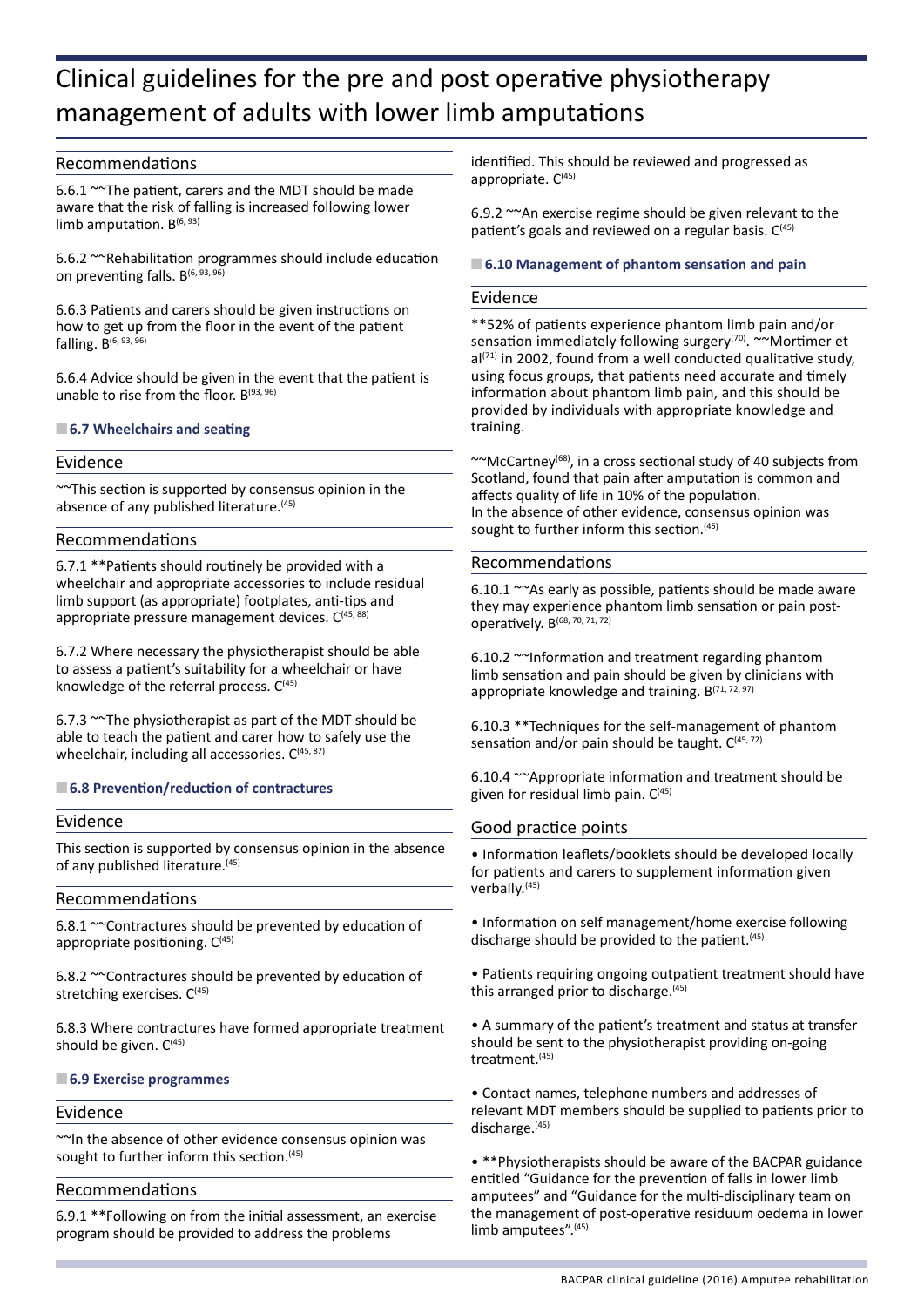### Recommendations

6.6.1 ~~The patient, carers and the MDT should be made aware that the risk of falling is increased following lower limb amputation. B[6, 93]

6.6.2 ~~Rehabilitation programmes should include education on preventing falls. B[6, 93, 96]

6.6.3 Patients and carers should be given instructions on how to get up from the floor in the event of the patient falling. B[6, 93, 96]

6.6.4 Advice should be given in the event that the patient is unable to rise from the floor. B[93, 96]

## 6.7 Wheelchairs and seating

### Evidence

~~This section is supported by consensus opinion in the absence of any published literature.[45]

### Recommendations

6.7.1 **Patients should routinely be provided with a wheelchair and appropriate accessories to include residual limb support (as appropriate) footplates, anti-tips and appropriate pressure management devices. C[45, 88]

6.7.2 Where necessary the physiotherapist should be able to assess a patient's suitability for a wheelchair or have knowledge of the referral process. C[45]

6.7.3 ~~The physiotherapist as part of the MDT should be able to teach the patient and carer how to safely use the wheelchair, including all accessories. C[45, 87]

## 6.8 Prevention/reduction of contractures

### Evidence

This section is supported by consensus opinion in the absence of any published literature.[45]

### Recommendations

6.8.1 ~~Contractures should be prevented by education of appropriate positioning. C[45]

6.8.2 ~~Contractures should be prevented by education of stretching exercises. C[45]

6.8.3 Where contractures have formed appropriate treatment should be given. C[45]

## 6.9 Exercise programmes

### Evidence

~~In the absence of other evidence consensus opinion was sought to further inform this section.[45]

### Recommendations

6.9.1 **Following on from the initial assessment, an exercise program should be provided to address the problems identified. This should be reviewed and progressed as appropriate. C[45]

6.9.2 ~~An exercise regime should be given relevant to the patient's goals and reviewed on a regular basis. C[45]

## 6.10 Management of phantom sensation and pain

### Evidence

**52% of patients experience phantom limb pain and/or sensation immediately following surgery[70]. ~~Mortimer et al[71] in 2002, found from a well conducted qualitative study, using focus groups, that patients need accurate and timely information about phantom limb pain, and this should be provided by individuals with appropriate knowledge and training.

~~McCartney[68], in a cross sectional study of 40 subjects from Scotland, found that pain after amputation is common and affects quality of life in 10% of the population.
In the absence of other evidence, consensus opinion was sought to further inform this section.[45]

### Recommendations

6.10.1 ~~As early as possible, patients should be made aware they may experience phantom limb sensation or pain post-operatively. B[68, 70, 71, 72]

6.10.2 ~~Information and treatment regarding phantom limb sensation and pain should be given by clinicians with appropriate knowledge and training. B[71, 72, 97]

6.10.3 **Techniques for the self-management of phantom sensation and/or pain should be taught. C[45, 72]

6.10.4 ~~Appropriate information and treatment should be given for residual limb pain. C[45]

### Good practice points

- Information leaflets/booklets should be developed locally for patients and carers to supplement information given verbally.[45]
- Information on self management/home exercise following discharge should be provided to the patient.[45]
- Patients requiring ongoing outpatient treatment should have this arranged prior to discharge.[45]
- A summary of the patient's treatment and status at transfer should be sent to the physiotherapist providing on-going treatment.[45]
- Contact names, telephone numbers and addresses of relevant MDT members should be supplied to patients prior to discharge.[45]
- **Physiotherapists should be aware of the BACPAR guidance entitled "Guidance for the prevention of falls in lower limb amputees" and "Guidance for the multi-disciplinary team on the management of post-operative residuum oedema in lower limb amputees".[45]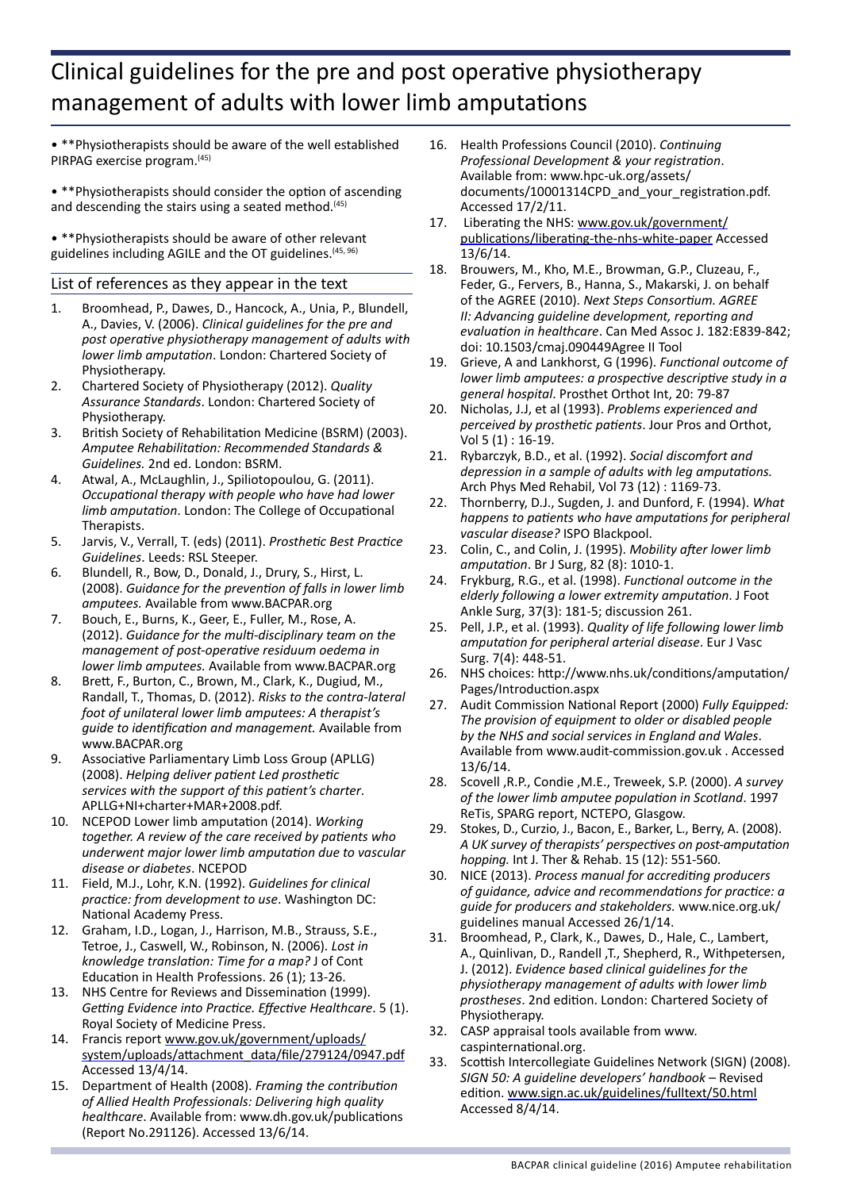# Clinical guidelines for the pre and post operative physiotherapy management of adults with lower limb amputations

- **Physiotherapists should be aware of the well established PIRPAG exercise program.[45]
- **Physiotherapists should consider the option of ascending and descending the stairs using a seated method.[45]
- **Physiotherapists should be aware of other relevant guidelines including AGILE and the OT guidelines.[45, 96]

## List of references as they appear in the text

1. Broomhead, P., Dawes, D., Hancock, A., Unia, P., Blundell, A., Davies, V. (2006). *Clinical guidelines for the pre and post operative physiotherapy management of adults with lower limb amputation*. London: Chartered Society of Physiotherapy.
2. Chartered Society of Physiotherapy (2012). *Quality Assurance Standards*. London: Chartered Society of Physiotherapy.
3. British Society of Rehabilitation Medicine (BSRM) (2003). *Amputee Rehabilitation: Recommended Standards & Guidelines.* 2nd ed. London: BSRM.
4. Atwal, A., McLaughlin, J., Spiliotopoulou, G. (2011). *Occupational therapy with people who have had lower limb amputation*. London: The College of Occupational Therapists.
5. Jarvis, V., Verrall, T. (eds) (2011). *Prosthetic Best Practice Guidelines*. Leeds: RSL Steeper.
6. Blundell, R., Bow, D., Donald, J., Drury, S., Hirst, L. (2008). *Guidance for the prevention of falls in lower limb amputees.* Available from www.BACPAR.org
7. Bouch, E., Burns, K., Geer, E., Fuller, M., Rose, A. (2012). *Guidance for the multi-disciplinary team on the management of post-operative residuum oedema in lower limb amputees.* Available from www.BACPAR.org
8. Brett, F., Burton, C., Brown, M., Clark, K., Dugiud, M., Randall, T., Thomas, D. (2012). *Risks to the contra-lateral foot of unilateral lower limb amputees: A therapist's guide to identification and management.* Available from www.BACPAR.org
9. Associative Parliamentary Limb Loss Group (APLLG) (2008). *Helping deliver patient Led prosthetic services with the support of this patient's charter*. APLLG+NI+charter+MAR+2008.pdf.
10. NCEPOD Lower limb amputation (2014). *Working together. A review of the care received by patients who underwent major lower limb amputation due to vascular disease or diabetes*. NCEPOD
11. Field, M.J., Lohr, K.N. (1992). *Guidelines for clinical practice: from development to use*. Washington DC: National Academy Press.
12. Graham, I.D., Logan, J., Harrison, M.B., Strauss, S.E., Tetroe, J., Caswell, W., Robinson, N. (2006). *Lost in knowledge translation: Time for a map?* J of Cont Education in Health Professions. 26 (1); 13-26.
13. NHS Centre for Reviews and Dissemination (1999). *Getting Evidence into Practice. Effective Healthcare*. 5 (1). Royal Society of Medicine Press.
14. Francis report www.gov.uk/government/uploads/system/uploads/attachment_data/file/279124/0947.pdf Accessed 13/4/14.
15. Department of Health (2008). *Framing the contribution of Allied Health Professionals: Delivering high quality healthcare*. Available from: www.dh.gov.uk/publications (Report No.291126). Accessed 13/6/14.
16. Health Professions Council (2010). *Continuing Professional Development & your registration*. Available from: www.hpc-uk.org/assets/documents/10001314CPD_and_your_registration.pdf. Accessed 17/2/11.
17. Liberating the NHS: www.gov.uk/government/publications/liberating-the-nhs-white-paper Accessed 13/6/14.
18. Brouwers, M., Kho, M.E., Browman, G.P., Cluzeau, F., Feder, G., Fervers, B., Hanna, S., Makarski, J. on behalf of the AGREE (2010). *Next Steps Consortium. AGREE II: Advancing guideline development, reporting and evaluation in healthcare*. Can Med Assoc J. 182:E839-842; doi: 10.1503/cmaj.090449Agree II Tool
19. Grieve, A and Lankhorst, G (1996). *Functional outcome of lower limb amputees: a prospective descriptive study in a general hospital*. Prosthet Orthot Int, 20: 79-87
20. Nicholas, J.J, et al (1993). *Problems experienced and perceived by prosthetic patients*. Jour Pros and Orthot, Vol 5 (1) : 16-19.
21. Rybarczyk, B.D., et al. (1992). *Social discomfort and depression in a sample of adults with leg amputations.* Arch Phys Med Rehabil, Vol 73 (12) : 1169-73.
22. Thornberry, D.J., Sugden, J. and Dunford, F. (1994). *What happens to patients who have amputations for peripheral vascular disease?* ISPO Blackpool.
23. Colin, C., and Colin, J. (1995). *Mobility after lower limb amputation*. Br J Surg, 82 (8): 1010-1.
24. Frykburg, R.G., et al. (1998). *Functional outcome in the elderly following a lower extremity amputation*. J Foot Ankle Surg, 37(3): 181-5; discussion 261.
25. Pell, J.P., et al. (1993). *Quality of life following lower limb amputation for peripheral arterial disease*. Eur J Vasc Surg. 7(4): 448-51.
26. NHS choices: http://www.nhs.uk/conditions/amputation/Pages/Introduction.aspx
27. Audit Commission National Report (2000) *Fully Equipped: The provision of equipment to older or disabled people by the NHS and social services in England and Wales*. Available from www.audit-commission.gov.uk . Accessed 13/6/14.
28. Scovell ,R.P., Condie ,M.E., Treweek, S.P. (2000). *A survey of the lower limb amputee population in Scotland*. 1997 ReTis, SPARG report, NCTEPO, Glasgow.
29. Stokes, D., Curzio, J., Bacon, E., Barker, L., Berry, A. (2008). *A UK survey of therapists' perspectives on post-amputation hopping.* Int J. Ther & Rehab. 15 (12): 551-560.
30. NICE (2013). *Process manual for accrediting producers of guidance, advice and recommendations for practice: a guide for producers and stakeholders.* www.nice.org.uk/guidelines manual Accessed 26/1/14.
31. Broomhead, P., Clark, K., Dawes, D., Hale, C., Lambert, A., Quinlivan, D., Randell ,T., Shepherd, R., Withpetersen, J. (2012). *Evidence based clinical guidelines for the physiotherapy management of adults with lower limb prostheses*. 2nd edition. London: Chartered Society of Physiotherapy.
32. CASP appraisal tools available from www.caspinternational.org.
33. Scottish Intercollegiate Guidelines Network (SIGN) (2008). *SIGN 50: A guideline developers' handbook* – Revised edition. www.sign.ac.uk/guidelines/fulltext/50.html Accessed 8/4/14.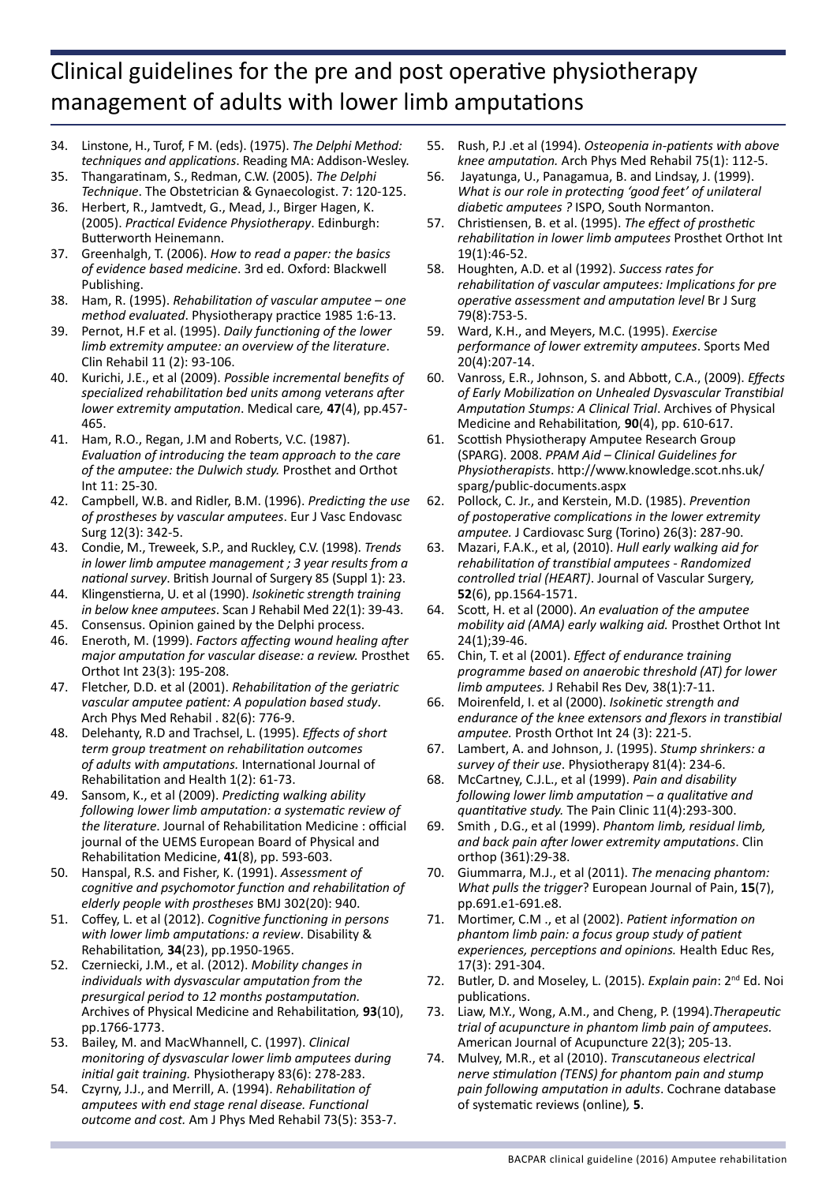34. Linstone, H., Turof, F M. (eds). (1975). *The Delphi Method: techniques and applications*. Reading MA: Addison-Wesley.
35. Thangaratinam, S., Redman, C.W. (2005). *The Delphi Technique*. The Obstetrician & Gynaecologist. 7: 120-125.
36. Herbert, R., Jamtvedt, G., Mead, J., Birger Hagen, K. (2005). *Practical Evidence Physiotherapy*. Edinburgh: Butterworth Heinemann.
37. Greenhalgh, T. (2006). *How to read a paper: the basics of evidence based medicine*. 3rd ed. Oxford: Blackwell Publishing.
38. Ham, R. (1995). *Rehabilitation of vascular amputee – one method evaluated*. Physiotherapy practice 1985 1:6-13.
39. Pernot, H.F et al. (1995). *Daily functioning of the lower limb extremity amputee: an overview of the literature*. Clin Rehabil 11 (2): 93-106.
40. Kurichi, J.E., et al (2009). *Possible incremental benefits of specialized rehabilitation bed units among veterans after lower extremity amputation*. Medical care, **47**(4), pp.457-465.
41. Ham, R.O., Regan, J.M and Roberts, V.C. (1987). *Evaluation of introducing the team approach to the care of the amputee: the Dulwich study.* Prosthet and Orthot Int 11: 25-30.
42. Campbell, W.B. and Ridler, B.M. (1996). *Predicting the use of prostheses by vascular amputees*. Eur J Vasc Endovasc Surg 12(3): 342-5.
43. Condie, M., Treweek, S.P., and Ruckley, C.V. (1998). *Trends in lower limb amputee management ; 3 year results from a national survey*. British Journal of Surgery 85 (Suppl 1): 23.
44. Klingenstierna, U. et al (1990). *Isokinetic strength training in below knee amputees*. Scan J Rehabil Med 22(1): 39-43.
45. Consensus. Opinion gained by the Delphi process.
46. Eneroth, M. (1999). *Factors affecting wound healing after major amputation for vascular disease: a review.* Prosthet Orthot Int 23(3): 195-208.
47. Fletcher, D.D. et al (2001). *Rehabilitation of the geriatric vascular amputee patient: A population based study*. Arch Phys Med Rehabil . 82(6): 776-9.
48. Delehanty, R.D and Trachsel, L. (1995). *Effects of short term group treatment on rehabilitation outcomes of adults with amputations.* International Journal of Rehabilitation and Health 1(2): 61-73.
49. Sansom, K., et al (2009). *Predicting walking ability following lower limb amputation: a systematic review of the literature*. Journal of Rehabilitation Medicine : official journal of the UEMS European Board of Physical and Rehabilitation Medicine, **41**(8), pp. 593-603.
50. Hanspal, R.S. and Fisher, K. (1991). *Assessment of cognitive and psychomotor function and rehabilitation of elderly people with prostheses* BMJ 302(20): 940.
51. Coffey, L. et al (2012). *Cognitive functioning in persons with lower limb amputations: a review*. Disability & Rehabilitation*,* **34**(23), pp.1950-1965.
52. Czerniecki, J.M., et al. (2012). *Mobility changes in individuals with dysvascular amputation from the presurgical period to 12 months postamputation.* Archives of Physical Medicine and Rehabilitation*,* **93**(10), pp.1766-1773.
53. Bailey, M. and MacWhannell, C. (1997). *Clinical monitoring of dysvascular lower limb amputees during initial gait training.* Physiotherapy 83(6): 278-283.
54. Czyrny, J.J., and Merrill, A. (1994). *Rehabilitation of amputees with end stage renal disease. Functional outcome and cost.* Am J Phys Med Rehabil 73(5): 353-7.
55. Rush, P.J .et al (1994). *Osteopenia in-patients with above knee amputation.* Arch Phys Med Rehabil 75(1): 112-5.
56. Jayatunga, U., Panagamua, B. and Lindsay, J. (1999). *What is our role in protecting 'good feet' of unilateral diabetic amputees ?* ISPO, South Normanton.
57. Christiensen, B. et al. (1995). *The effect of prosthetic rehabilitation in lower limb amputees* Prosthet Orthot Int 19(1):46-52.
58. Houghten, A.D. et al (1992). *Success rates for rehabilitation of vascular amputees: Implications for pre operative assessment and amputation level* Br J Surg 79(8):753-5.
59. Ward, K.H., and Meyers, M.C. (1995). *Exercise performance of lower extremity amputees*. Sports Med 20(4):207-14.
60. Vanross, E.R., Johnson, S. and Abbott, C.A., (2009). *Effects of Early Mobilization on Unhealed Dysvascular Transtibial Amputation Stumps: A Clinical Trial*. Archives of Physical Medicine and Rehabilitation*,* **90**(4), pp. 610-617.
61. Scottish Physiotherapy Amputee Research Group (SPARG). 2008. *PPAM Aid – Clinical Guidelines for Physiotherapists*. http://www.knowledge.scot.nhs.uk/sparg/public-documents.aspx
62. Pollock, C. Jr., and Kerstein, M.D. (1985). *Prevention of postoperative complications in the lower extremity amputee.* J Cardiovasc Surg (Torino) 26(3): 287-90.
63. Mazari, F.A.K., et al, (2010). *Hull early walking aid for rehabilitation of transtibial amputees - Randomized controlled trial (HEART)*. Journal of Vascular Surgery*,* **52**(6), pp.1564-1571.
64. Scott, H. et al (2000). *An evaluation of the amputee mobility aid (AMA) early walking aid.* Prosthet Orthot Int 24(1);39-46.
65. Chin, T. et al (2001). *Effect of endurance training programme based on anaerobic threshold (AT) for lower limb amputees.* J Rehabil Res Dev, 38(1):7-11.
66. Moirenfeld, I. et al (2000). *Isokinetic strength and endurance of the knee extensors and flexors in transtibial amputee.* Prosth Orthot Int 24 (3): 221-5.
67. Lambert, A. and Johnson, J. (1995). *Stump shrinkers: a survey of their use*. Physiotherapy 81(4): 234-6.
68. McCartney, C.J.L., et al (1999). *Pain and disability following lower limb amputation – a qualitative and quantitative study.* The Pain Clinic 11(4):293-300.
69. Smith , D.G., et al (1999). *Phantom limb, residual limb, and back pain after lower extremity amputations*. Clin orthop (361):29-38.
70. Giummarra, M.J., et al (2011). *The menacing phantom: What pulls the trigger*? European Journal of Pain, **15**(7), pp.691.e1-691.e8.
71. Mortimer, C.M ., et al (2002). *Patient information on phantom limb pain: a focus group study of patient experiences, perceptions and opinions.* Health Educ Res, 17(3): 291-304.
72. Butler, D. and Moseley, L. (2015). *Explain pain*: 2nd Ed. Noi publications.
73. Liaw, M.Y., Wong, A.M., and Cheng, P. (1994).*Therapeutic trial of acupuncture in phantom limb pain of amputees.* American Journal of Acupuncture 22(3); 205-13.
74. Mulvey, M.R., et al (2010). *Transcutaneous electrical nerve stimulation (TENS) for phantom pain and stump pain following amputation in adults*. Cochrane database of systematic reviews (online)*,* **5**.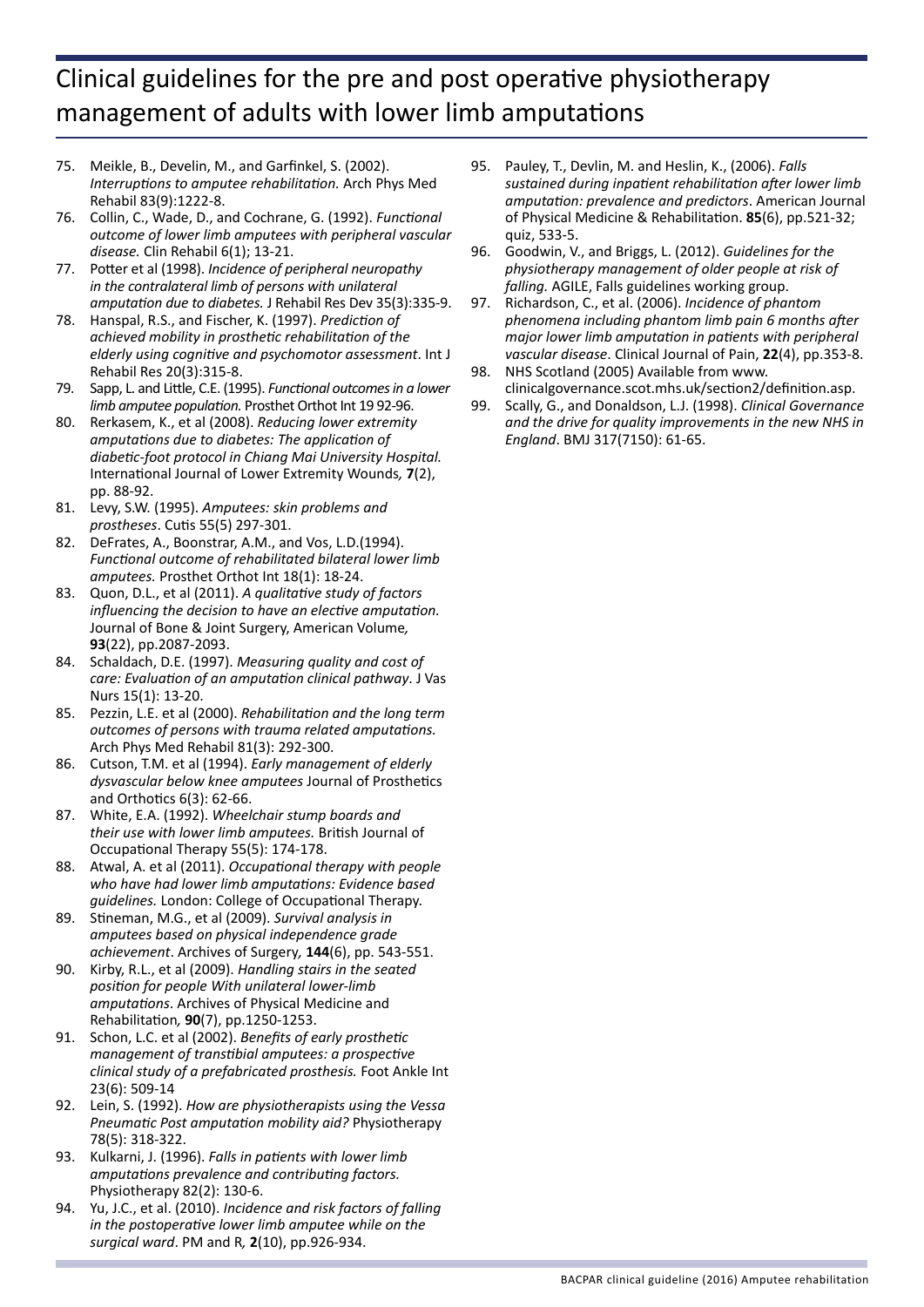75. Meikle, B., Develin, M., and Garfinkel, S. (2002). *Interruptions to amputee rehabilitation.* Arch Phys Med Rehabil 83(9):1222-8.
76. Collin, C., Wade, D., and Cochrane, G. (1992). *Functional outcome of lower limb amputees with peripheral vascular disease.* Clin Rehabil 6(1); 13-21.
77. Potter et al (1998). *Incidence of peripheral neuropathy in the contralateral limb of persons with unilateral amputation due to diabetes.* J Rehabil Res Dev 35(3):335-9.
78. Hanspal, R.S., and Fischer, K. (1997). *Prediction of achieved mobility in prosthetic rehabilitation of the elderly using cognitive and psychomotor assessment*. Int J Rehabil Res 20(3):315-8.
79. Sapp, L. and Little, C.E. (1995). *Functional outcomes in a lower limb amputee population.* Prosthet Orthot Int 19 92-96.
80. Rerkasem, K., et al (2008). *Reducing lower extremity amputations due to diabetes: The application of diabetic-foot protocol in Chiang Mai University Hospital.* International Journal of Lower Extremity Wounds*,* **7**(2), pp. 88-92.
81. Levy, S.W. (1995). *Amputees: skin problems and prostheses*. Cutis 55(5) 297-301.
82. DeFrates, A., Boonstrar, A.M., and Vos, L.D.(1994). *Functional outcome of rehabilitated bilateral lower limb amputees.* Prosthet Orthot Int 18(1): 18-24.
83. Quon, D.L., et al (2011). *A qualitative study of factors influencing the decision to have an elective amputation.* Journal of Bone & Joint Surgery, American Volume*,* **93**(22), pp.2087-2093.
84. Schaldach, D.E. (1997). *Measuring quality and cost of care: Evaluation of an amputation clinical pathway*. J Vas Nurs 15(1): 13-20.
85. Pezzin, L.E. et al (2000). *Rehabilitation and the long term outcomes of persons with trauma related amputations.* Arch Phys Med Rehabil 81(3): 292-300.
86. Cutson, T.M. et al (1994). *Early management of elderly dysvascular below knee amputees* Journal of Prosthetics and Orthotics 6(3): 62-66.
87. White, E.A. (1992). *Wheelchair stump boards and their use with lower limb amputees.* British Journal of Occupational Therapy 55(5): 174-178.
88. Atwal, A. et al (2011). *Occupational therapy with people who have had lower limb amputations: Evidence based guidelines.* London: College of Occupational Therapy.
89. Stineman, M.G., et al (2009). *Survival analysis in amputees based on physical independence grade achievement*. Archives of Surgery*,* **144**(6), pp. 543-551.
90. Kirby, R.L., et al (2009). *Handling stairs in the seated position for people With unilateral lower-limb amputations*. Archives of Physical Medicine and Rehabilitation*,* **90**(7), pp.1250-1253.
91. Schon, L.C. et al (2002). *Benefits of early prosthetic management of transtibial amputees: a prospective clinical study of a prefabricated prosthesis.* Foot Ankle Int 23(6): 509-14
92. Lein, S. (1992). *How are physiotherapists using the Vessa Pneumatic Post amputation mobility aid?* Physiotherapy 78(5): 318-322.
93. Kulkarni, J. (1996). *Falls in patients with lower limb amputations prevalence and contributing factors.* Physiotherapy 82(2): 130-6.
94. Yu, J.C., et al. (2010). *Incidence and risk factors of falling in the postoperative lower limb amputee while on the surgical ward*. PM and R*,* **2**(10), pp.926-934.
95. Pauley, T., Devlin, M. and Heslin, K., (2006). *Falls sustained during inpatient rehabilitation after lower limb amputation: prevalence and predictors*. American Journal of Physical Medicine & Rehabilitation. **85**(6), pp.521-32; quiz, 533-5.
96. Goodwin, V., and Briggs, L. (2012). *Guidelines for the physiotherapy management of older people at risk of falling.* AGILE, Falls guidelines working group.
97. Richardson, C., et al. (2006). *Incidence of phantom phenomena including phantom limb pain 6 months after major lower limb amputation in patients with peripheral vascular disease*. Clinical Journal of Pain, **22**(4), pp.353-8.
98. NHS Scotland (2005) Available from www.clinicalgovernance.scot.nhs.uk/section2/definition.asp.
99. Scally, G., and Donaldson, L.J. (1998). *Clinical Governance and the drive for quality improvements in the new NHS in England*. BMJ 317(7150): 61-65.